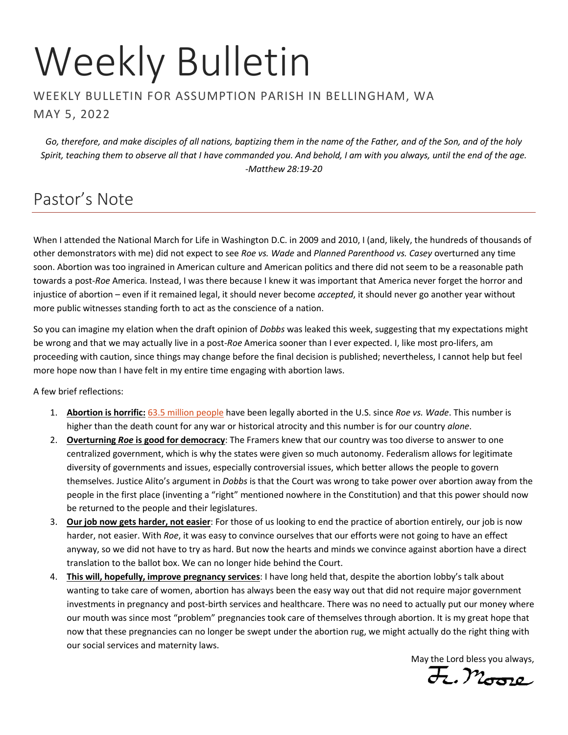# Weekly Bulletin

WEEKLY BULLETIN FOR ASSUMPTION PARISH IN BELLINGHAM, WA

MAY 5, 2022

*Go, therefore, and make disciples of all nations, baptizing them in the name of the Father, and of the Son, and of the holy Spirit, teaching them to observe all that I have commanded you. And behold, I am with you always, until the end of the age. -Matthew 28:19-20*

## Pastor's Note

When I attended the National March for Life in Washington D.C. in 2009 and 2010, I (and, likely, the hundreds of thousands of other demonstrators with me) did not expect to see *Roe vs. Wade* and *Planned Parenthood vs. Casey* overturned any time soon. Abortion was too ingrained in American culture and American politics and there did not seem to be a reasonable path towards a post-*Roe* America. Instead, I was there because I knew it was important that America never forget the horror and injustice of abortion – even if it remained legal, it should never become *accepted*, it should never go another year without more public witnesses standing forth to act as the conscience of a nation.

So you can imagine my elation when the draft opinion of *Dobbs* was leaked this week, suggesting that my expectations might be wrong and that we may actually live in a post-*Roe* America sooner than I ever expected. I, like most pro-lifers, am proceeding with caution, since things may change before the final decision is published; nevertheless, I cannot help but feel more hope now than I have felt in my entire time engaging with abortion laws.

A few brief reflections:

1. **Abortion is horrific:** 63.5 million people have been legally aborted in the U.S. since *Roe vs. Wade*. This number is higher than the death count for any war or historical atrocity and this number is for our country *alone*.
2. **Overturning *Roe* is good for democracy**: The Framers knew that our country was too diverse to answer to one centralized government, which is why the states were given so much autonomy. Federalism allows for legitimate diversity of governments and issues, especially controversial issues, which better allows the people to govern themselves. Justice Alito's argument in *Dobbs* is that the Court was wrong to take power over abortion away from the people in the first place (inventing a "right" mentioned nowhere in the Constitution) and that this power should now be returned to the people and their legislatures.
3. **Our job now gets harder, not easier**: For those of us looking to end the practice of abortion entirely, our job is now harder, not easier. With *Roe*, it was easy to convince ourselves that our efforts were not going to have an effect anyway, so we did not have to try as hard. But now the hearts and minds we convince against abortion have a direct translation to the ballot box. We can no longer hide behind the Court.
4. **This will, hopefully, improve pregnancy services**: I have long held that, despite the abortion lobby's talk about wanting to take care of women, abortion has always been the easy way out that did not require major government investments in pregnancy and post-birth services and healthcare. There was no need to actually put our money where our mouth was since most "problem" pregnancies took care of themselves through abortion. It is my great hope that now that these pregnancies can no longer be swept under the abortion rug, we might actually do the right thing with our social services and maternity laws.

May the Lord bless you always,

Fr. Moore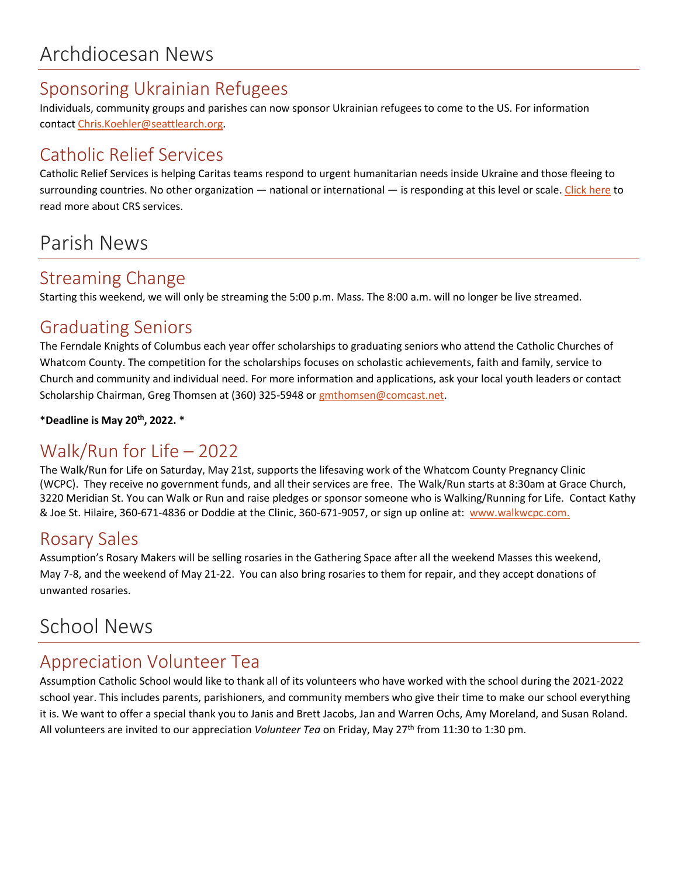# Archdiocesan News

## Sponsoring Ukrainian Refugees

Individuals, community groups and parishes can now sponsor Ukrainian refugees to come to the US. For information contact Chris.Koehler@seattlearch.org.

## Catholic Relief Services

Catholic Relief Services is helping Caritas teams respond to urgent humanitarian needs inside Ukraine and those fleeing to surrounding countries. No other organization — national or international — is responding at this level or scale. Click here to read more about CRS services.

# Parish News

## Streaming Change

Starting this weekend, we will only be streaming the 5:00 p.m. Mass. The 8:00 a.m. will no longer be live streamed.

## Graduating Seniors

The Ferndale Knights of Columbus each year offer scholarships to graduating seniors who attend the Catholic Churches of Whatcom County. The competition for the scholarships focuses on scholastic achievements, faith and family, service to Church and community and individual need. For more information and applications, ask your local youth leaders or contact Scholarship Chairman, Greg Thomsen at (360) 325-5948 or gmthomsen@comcast.net.

**\*Deadline is May 20th, 2022. \***

## Walk/Run for Life – 2022

The Walk/Run for Life on Saturday, May 21st, supports the lifesaving work of the Whatcom County Pregnancy Clinic (WCPC). They receive no government funds, and all their services are free. The Walk/Run starts at 8:30am at Grace Church, 3220 Meridian St. You can Walk or Run and raise pledges or sponsor someone who is Walking/Running for Life. Contact Kathy & Joe St. Hilaire, 360-671-4836 or Doddie at the Clinic, 360-671-9057, or sign up online at: www.walkwcpc.com.

## Rosary Sales

Assumption's Rosary Makers will be selling rosaries in the Gathering Space after all the weekend Masses this weekend, May 7-8, and the weekend of May 21-22. You can also bring rosaries to them for repair, and they accept donations of unwanted rosaries.

# School News

## Appreciation Volunteer Tea

Assumption Catholic School would like to thank all of its volunteers who have worked with the school during the 2021-2022 school year. This includes parents, parishioners, and community members who give their time to make our school everything it is. We want to offer a special thank you to Janis and Brett Jacobs, Jan and Warren Ochs, Amy Moreland, and Susan Roland. All volunteers are invited to our appreciation *Volunteer Tea* on Friday, May 27th from 11:30 to 1:30 pm.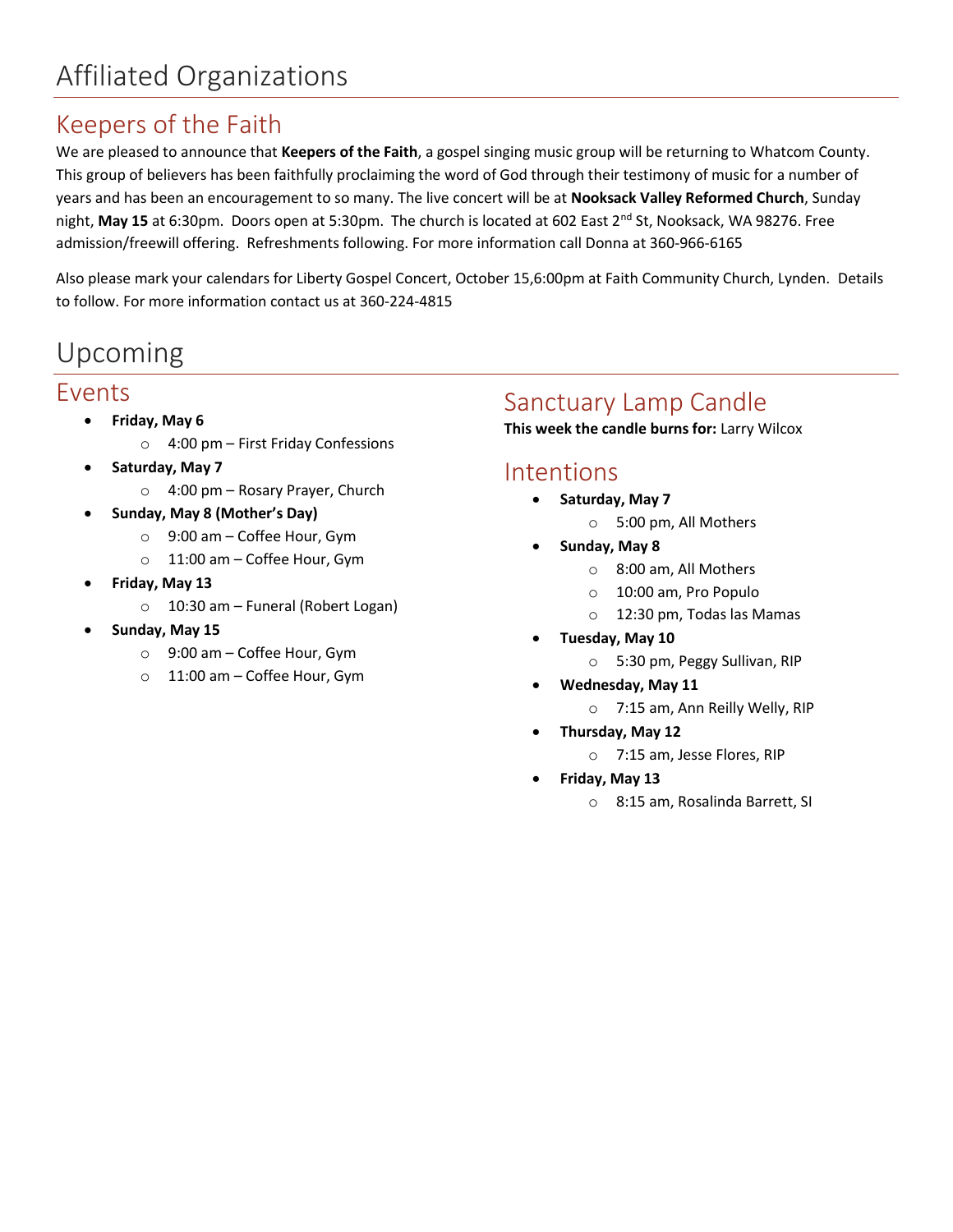# Affiliated Organizations

## Keepers of the Faith

We are pleased to announce that **Keepers of the Faith**, a gospel singing music group will be returning to Whatcom County. This group of believers has been faithfully proclaiming the word of God through their testimony of music for a number of years and has been an encouragement to so many. The live concert will be at **Nooksack Valley Reformed Church**, Sunday night, **May 15** at 6:30pm. Doors open at 5:30pm. The church is located at 602 East 2nd St, Nooksack, WA 98276. Free admission/freewill offering. Refreshments following. For more information call Donna at 360-966-6165

Also please mark your calendars for Liberty Gospel Concert, October 15,6:00pm at Faith Community Church, Lynden. Details to follow. For more information contact us at 360-224-4815

# Upcoming

## Events

- **Friday, May 6**
  - 4:00 pm – First Friday Confessions
- **Saturday, May 7**
  - 4:00 pm – Rosary Prayer, Church
- **Sunday, May 8 (Mother's Day)**
  - 9:00 am – Coffee Hour, Gym
  - 11:00 am – Coffee Hour, Gym
- **Friday, May 13**
  - 10:30 am – Funeral (Robert Logan)
- **Sunday, May 15**
  - 9:00 am – Coffee Hour, Gym
  - 11:00 am – Coffee Hour, Gym

## Sanctuary Lamp Candle

**This week the candle burns for:** Larry Wilcox

## Intentions

- **Saturday, May 7**
  - 5:00 pm, All Mothers
- **Sunday, May 8**
  - 8:00 am, All Mothers
  - 10:00 am, Pro Populo
  - 12:30 pm, Todas las Mamas
- **Tuesday, May 10**
  - 5:30 pm, Peggy Sullivan, RIP
- **Wednesday, May 11**
  - 7:15 am, Ann Reilly Welly, RIP
- **Thursday, May 12**
  - 7:15 am, Jesse Flores, RIP
- **Friday, May 13**
  - 8:15 am, Rosalinda Barrett, SI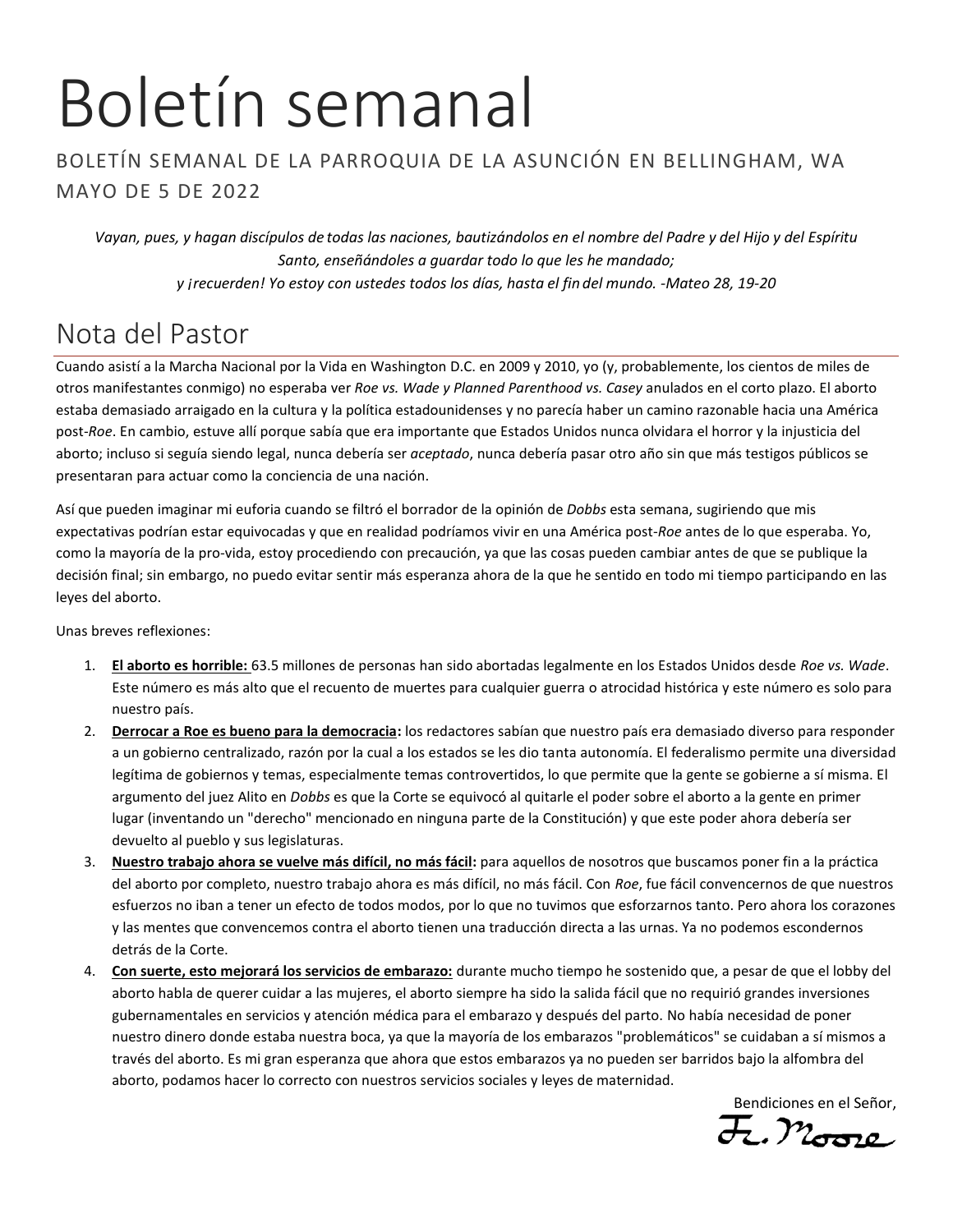# Boletín semanal

BOLETÍN SEMANAL DE LA PARROQUIA DE LA ASUNCIÓN EN BELLINGHAM, WA
MAYO DE 5 DE 2022

*Vayan, pues, y hagan discípulos de todas las naciones, bautizándolos en el nombre del Padre y del Hijo y del Espíritu Santo, enseñándoles a guardar todo lo que les he mandado;*
*y ¡recuerden! Yo estoy con ustedes todos los días, hasta el fin del mundo. -Mateo 28, 19-20*

## Nota del Pastor

Cuando asistí a la Marcha Nacional por la Vida en Washington D.C. en 2009 y 2010, yo (y, probablemente, los cientos de miles de otros manifestantes conmigo) no esperaba ver *Roe vs. Wade y Planned Parenthood vs. Casey* anulados en el corto plazo. El aborto estaba demasiado arraigado en la cultura y la política estadounidenses y no parecía haber un camino razonable hacia una América post-*Roe*. En cambio, estuve allí porque sabía que era importante que Estados Unidos nunca olvidara el horror y la injusticia del aborto; incluso si seguía siendo legal, nunca debería ser *aceptado*, nunca debería pasar otro año sin que más testigos públicos se presentaran para actuar como la conciencia de una nación.

Así que pueden imaginar mi euforia cuando se filtró el borrador de la opinión de *Dobbs* esta semana, sugiriendo que mis expectativas podrían estar equivocadas y que en realidad podríamos vivir en una América post-*Roe* antes de lo que esperaba. Yo, como la mayoría de la pro-vida, estoy procediendo con precaución, ya que las cosas pueden cambiar antes de que se publique la decisión final; sin embargo, no puedo evitar sentir más esperanza ahora de la que he sentido en todo mi tiempo participando en las leyes del aborto.

Unas breves reflexiones:

1. **El aborto es horrible:** 63.5 millones de personas han sido abortadas legalmente en los Estados Unidos desde *Roe vs. Wade*. Este número es más alto que el recuento de muertes para cualquier guerra o atrocidad histórica y este número es solo para nuestro país.
2. **Derrocar a Roe es bueno para la democracia:** los redactores sabían que nuestro país era demasiado diverso para responder a un gobierno centralizado, razón por la cual a los estados se les dio tanta autonomía. El federalismo permite una diversidad legítima de gobiernos y temas, especialmente temas controvertidos, lo que permite que la gente se gobierne a sí misma. El argumento del juez Alito en *Dobbs* es que la Corte se equivocó al quitarle el poder sobre el aborto a la gente en primer lugar (inventando un "derecho" mencionado en ninguna parte de la Constitución) y que este poder ahora debería ser devuelto al pueblo y sus legislaturas.
3. **Nuestro trabajo ahora se vuelve más difícil, no más fácil:** para aquellos de nosotros que buscamos poner fin a la práctica del aborto por completo, nuestro trabajo ahora es más difícil, no más fácil. Con *Roe*, fue fácil convencernos de que nuestros esfuerzos no iban a tener un efecto de todos modos, por lo que no tuvimos que esforzarnos tanto. Pero ahora los corazones y las mentes que convencemos contra el aborto tienen una traducción directa a las urnas. Ya no podemos escondernos detrás de la Corte.
4. **Con suerte, esto mejorará los servicios de embarazo:** durante mucho tiempo he sostenido que, a pesar de que el lobby del aborto habla de querer cuidar a las mujeres, el aborto siempre ha sido la salida fácil que no requirió grandes inversiones gubernamentales en servicios y atención médica para el embarazo y después del parto. No había necesidad de poner nuestro dinero donde estaba nuestra boca, ya que la mayoría de los embarazos "problemáticos" se cuidaban a sí mismos a través del aborto. Es mi gran esperanza que ahora que estos embarazos ya no pueden ser barridos bajo la alfombra del aborto, podamos hacer lo correcto con nuestros servicios sociales y leyes de maternidad.

Bendiciones en el Señor,

Fr. Moore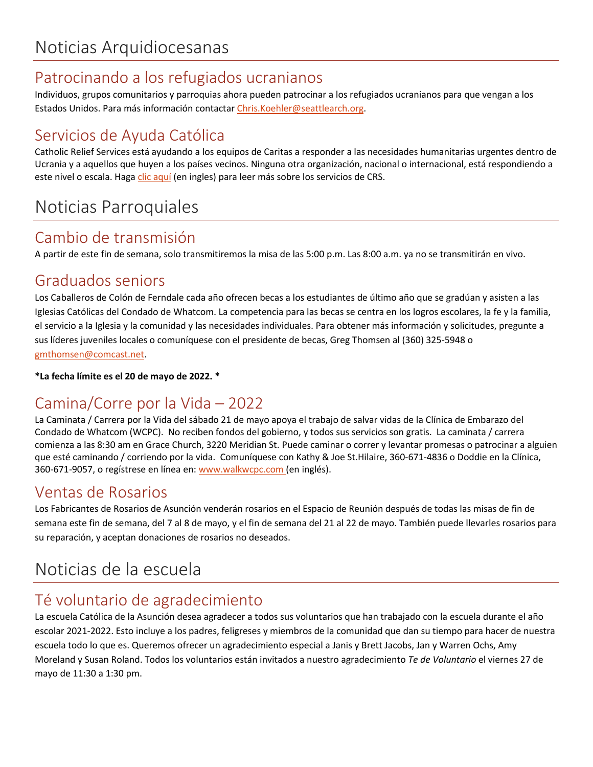# Noticias Arquidiocesanas

## Patrocinando a los refugiados ucranianos

Individuos, grupos comunitarios y parroquias ahora pueden patrocinar a los refugiados ucranianos para que vengan a los Estados Unidos. Para más información contactar Chris.Koehler@seattlearch.org.

## Servicios de Ayuda Católica

Catholic Relief Services está ayudando a los equipos de Caritas a responder a las necesidades humanitarias urgentes dentro de Ucrania y a aquellos que huyen a los países vecinos. Ninguna otra organización, nacional o internacional, está respondiendo a este nivel o escala. Haga clic aquí (en ingles) para leer más sobre los servicios de CRS.

# Noticias Parroquiales

## Cambio de transmisión

A partir de este fin de semana, solo transmitiremos la misa de las 5:00 p.m. Las 8:00 a.m. ya no se transmitirán en vivo.

## Graduados seniors

Los Caballeros de Colón de Ferndale cada año ofrecen becas a los estudiantes de último año que se gradúan y asisten a las Iglesias Católicas del Condado de Whatcom. La competencia para las becas se centra en los logros escolares, la fe y la familia, el servicio a la Iglesia y la comunidad y las necesidades individuales. Para obtener más información y solicitudes, pregunte a sus líderes juveniles locales o comuníquese con el presidente de becas, Greg Thomsen al (360) 325-5948 o gmthomsen@comcast.net.

**\*La fecha límite es el 20 de mayo de 2022. \***

## Camina/Corre por la Vida – 2022

La Caminata / Carrera por la Vida del sábado 21 de mayo apoya el trabajo de salvar vidas de la Clínica de Embarazo del Condado de Whatcom (WCPC). No reciben fondos del gobierno, y todos sus servicios son gratis. La caminata / carrera comienza a las 8:30 am en Grace Church, 3220 Meridian St. Puede caminar o correr y levantar promesas o patrocinar a alguien que esté caminando / corriendo por la vida. Comuníquese con Kathy & Joe St.Hilaire, 360-671-4836 o Doddie en la Clínica, 360-671-9057, o regístrese en línea en: www.walkwcpc.com (en inglés).

## Ventas de Rosarios

Los Fabricantes de Rosarios de Asunción venderán rosarios en el Espacio de Reunión después de todas las misas de fin de semana este fin de semana, del 7 al 8 de mayo, y el fin de semana del 21 al 22 de mayo. También puede llevarles rosarios para su reparación, y aceptan donaciones de rosarios no deseados.

# Noticias de la escuela

## Té voluntario de agradecimiento

La escuela Católica de la Asunción desea agradecer a todos sus voluntarios que han trabajado con la escuela durante el año escolar 2021-2022. Esto incluye a los padres, feligreses y miembros de la comunidad que dan su tiempo para hacer de nuestra escuela todo lo que es. Queremos ofrecer un agradecimiento especial a Janis y Brett Jacobs, Jan y Warren Ochs, Amy Moreland y Susan Roland. Todos los voluntarios están invitados a nuestro agradecimiento *Te de Voluntario* el viernes 27 de mayo de 11:30 a 1:30 pm.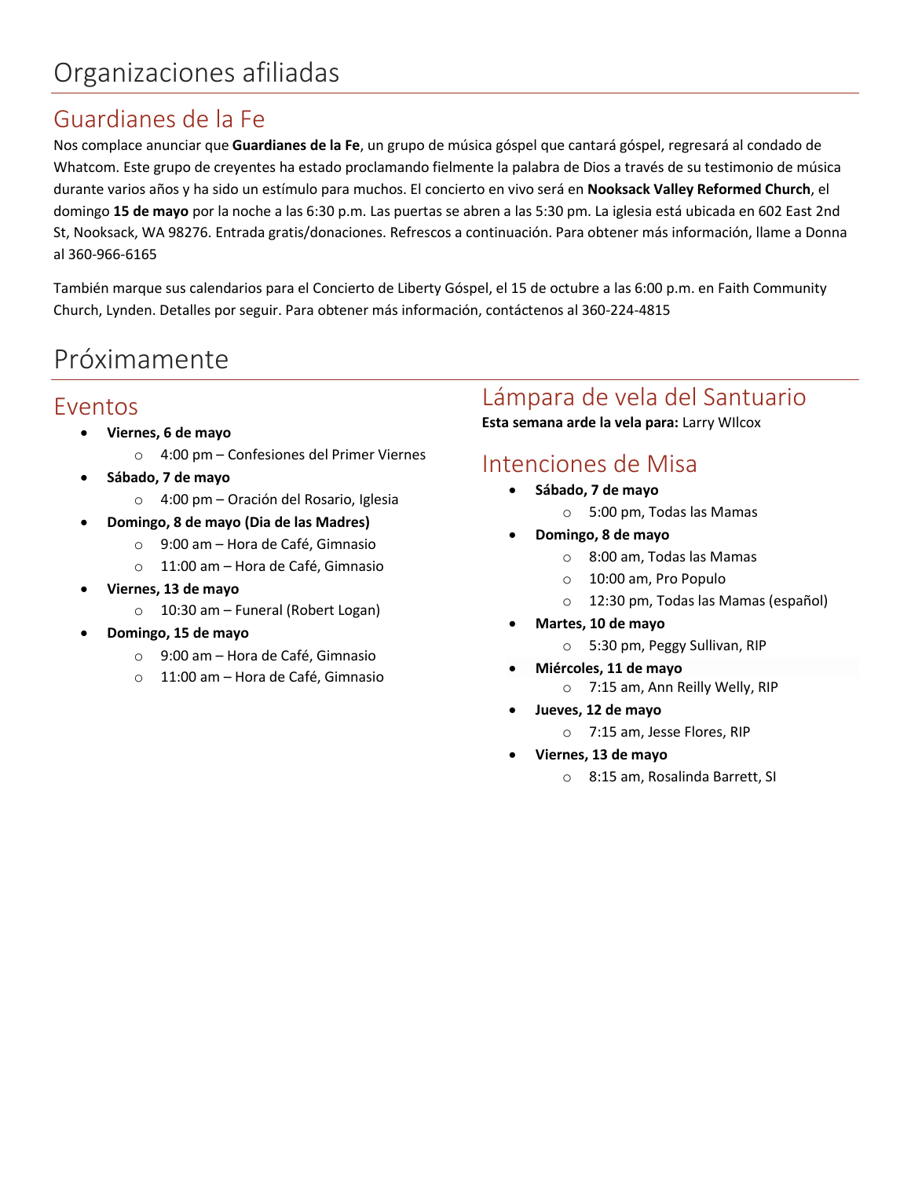# Organizaciones afiliadas

## Guardianes de la Fe

Nos complace anunciar que **Guardianes de la Fe**, un grupo de música góspel que cantará góspel, regresará al condado de Whatcom. Este grupo de creyentes ha estado proclamando fielmente la palabra de Dios a través de su testimonio de música durante varios años y ha sido un estímulo para muchos. El concierto en vivo será en **Nooksack Valley Reformed Church**, el domingo **15 de mayo** por la noche a las 6:30 p.m. Las puertas se abren a las 5:30 pm. La iglesia está ubicada en 602 East 2nd St, Nooksack, WA 98276. Entrada gratis/donaciones. Refrescos a continuación. Para obtener más información, llame a Donna al 360-966-6165

También marque sus calendarios para el Concierto de Liberty Góspel, el 15 de octubre a las 6:00 p.m. en Faith Community Church, Lynden. Detalles por seguir. Para obtener más información, contáctenos al 360-224-4815

# Próximamente

## Eventos

- **Viernes, 6 de mayo**
  - 4:00 pm – Confesiones del Primer Viernes
- **Sábado, 7 de mayo**
  - 4:00 pm – Oración del Rosario, Iglesia
- **Domingo, 8 de mayo (Dia de las Madres)**
  - 9:00 am – Hora de Café, Gimnasio
  - 11:00 am – Hora de Café, Gimnasio
- **Viernes, 13 de mayo**
  - 10:30 am – Funeral (Robert Logan)
- **Domingo, 15 de mayo**
  - 9:00 am – Hora de Café, Gimnasio
  - 11:00 am – Hora de Café, Gimnasio

## Lámpara de vela del Santuario

**Esta semana arde la vela para:** Larry WIlcox

## Intenciones de Misa

- **Sábado, 7 de mayo**
  - 5:00 pm, Todas las Mamas
- **Domingo, 8 de mayo**
  - 8:00 am, Todas las Mamas
  - 10:00 am, Pro Populo
  - 12:30 pm, Todas las Mamas (español)
- **Martes, 10 de mayo**
  - 5:30 pm, Peggy Sullivan, RIP
- **Miércoles, 11 de mayo**
  - 7:15 am, Ann Reilly Welly, RIP
- **Jueves, 12 de mayo**
  - 7:15 am, Jesse Flores, RIP
- **Viernes, 13 de mayo**
  - 8:15 am, Rosalinda Barrett, SI